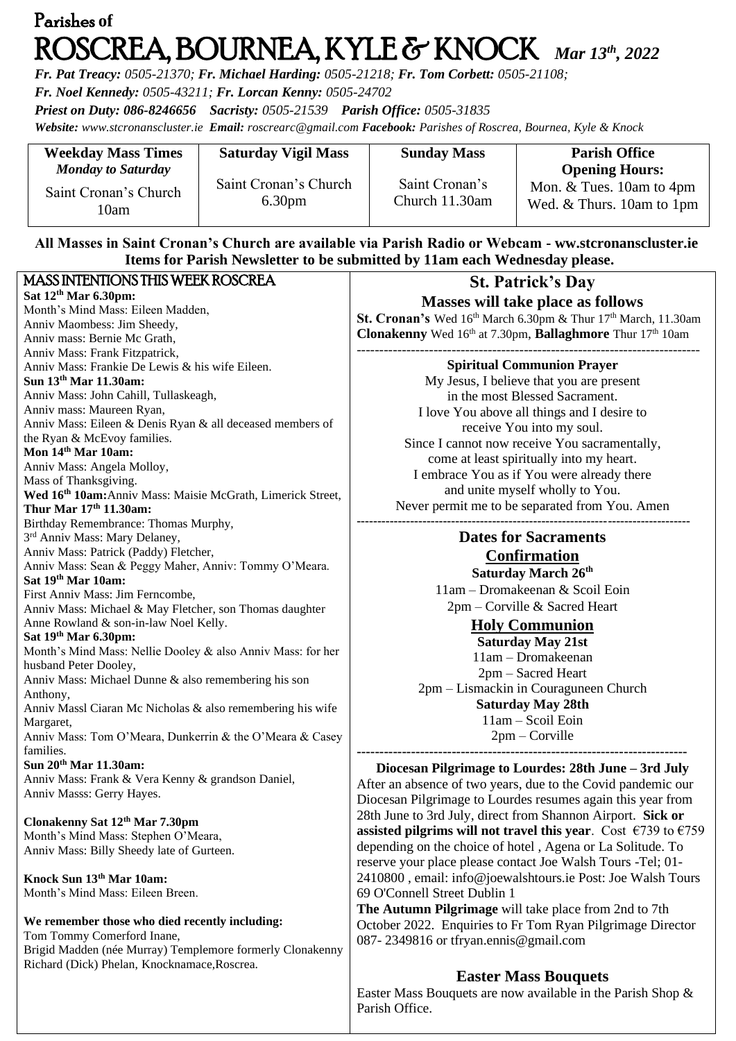# Parishes of ROSCREA, BOURNEA, KYLE & KNOCK *Mar 13th, 2022*

***Fr. Pat Treacy:** 0505-21370; **Fr. Michael Harding:** 0505-21218; **Fr. Tom Corbett:** 0505-21108;*
***Fr. Noel Kennedy:** 0505-43211; **Fr. Lorcan Kenny:** 0505-24702*
***Priest on Duty:** 086-8246656 **Sacristy:** 0505-21539 **Parish Office:** 0505-31835*
***Website:** www.stcronanscluster.ie **Email:** roscrearc@gmail.com **Facebook:** Parishes of Roscrea, Bournea, Kyle & Knock*

| **Weekday Mass Times** *Monday to Saturday* | **Saturday Vigil Mass** | **Sunday Mass** | **Parish Office Opening Hours:** |
|---|---|---|---|
| Saint Cronan's Church 10am | Saint Cronan's Church 6.30pm | Saint Cronan's Church 11.30am | Mon. & Tues. 10am to 4pm Wed. & Thurs. 10am to 1pm |

**All Masses in Saint Cronan's Church are available via Parish Radio or Webcam - ww.stcronanscluster.ie**
**Items for Parish Newsletter to be submitted by 11am each Wednesday please.**

## MASS INTENTIONS THIS WEEK ROSCREA

**Sat 12th Mar 6.30pm:**
Month's Mind Mass: Eileen Madden,
Anniv Maombess: Jim Sheedy,
Anniv mass: Bernie Mc Grath,
Anniv Mass: Frank Fitzpatrick,
Anniv Mass: Frankie De Lewis & his wife Eileen.

**Sun 13th Mar 11.30am:**
Anniv Mass: John Cahill, Tullaskeagh,
Anniv mass: Maureen Ryan,
Anniv Mass: Eileen & Denis Ryan & all deceased members of the Ryan & McEvoy families.

**Mon 14th Mar 10am:**
Anniv Mass: Angela Molloy,
Mass of Thanksgiving.

**Wed 16th 10am:** Anniv Mass: Maisie McGrath, Limerick Street,

**Thur Mar 17th 11.30am:**
Birthday Remembrance: Thomas Murphy,
3rd Anniv Mass: Mary Delaney,
Anniv Mass: Patrick (Paddy) Fletcher,
Anniv Mass: Sean & Peggy Maher, Anniv: Tommy O'Meara.

**Sat 19th Mar 10am:**
First Anniv Mass: Jim Ferncombe,
Anniv Mass: Michael & May Fletcher, son Thomas daughter Anne Rowland & son-in-law Noel Kelly.

**Sat 19th Mar 6.30pm:**
Month's Mind Mass: Nellie Dooley & also Anniv Mass: for her husband Peter Dooley,
Anniv Mass: Michael Dunne & also remembering his son Anthony,
Anniv Massl Ciaran Mc Nicholas & also remembering his wife Margaret,
Anniv Mass: Tom O'Meara, Dunkerrin & the O'Meara & Casey families.

**Sun 20th Mar 11.30am:**
Anniv Mass: Frank & Vera Kenny & grandson Daniel,
Anniv Masss: Gerry Hayes.

**Clonakenny Sat 12th Mar 7.30pm**
Month's Mind Mass: Stephen O'Meara,
Anniv Mass: Billy Sheedy late of Gurteen.

**Knock Sun 13th Mar 10am:**
Month's Mind Mass: Eileen Breen.

**We remember those who died recently including:**
Tom Tommy Comerford Inane,
Brigid Madden (née Murray) Templemore formerly Clonakenny
Richard (Dick) Phelan, Knocknamace,Roscrea.

## St. Patrick's Day

### Masses will take place as follows

**St. Cronan's** Wed 16th March 6.30pm & Thur 17th March, 11.30am
**Clonakenny** Wed 16th at 7.30pm, **Ballaghmore** Thur 17th 10am

---

### Spiritual Communion Prayer

My Jesus, I believe that you are present
in the most Blessed Sacrament.
I love You above all things and I desire to
receive You into my soul.
Since I cannot now receive You sacramentally,
come at least spiritually into my heart.
I embrace You as if You were already there
and unite myself wholly to You.
Never permit me to be separated from You. Amen

---

### Dates for Sacraments

**Confirmation**
**Saturday March 26th**
11am – Dromakeenan & Scoil Eoin
2pm – Corville & Sacred Heart

**Holy Communion**
**Saturday May 21st**
11am – Dromakeenan
2pm – Sacred Heart
2pm – Lismackin in Couraguneen Church
**Saturday May 28th**
11am – Scoil Eoin
2pm – Corville

---

**Diocesan Pilgrimage to Lourdes: 28th June – 3rd July**
After an absence of two years, due to the Covid pandemic our Diocesan Pilgrimage to Lourdes resumes again this year from 28th June to 3rd July, direct from Shannon Airport. **Sick or assisted pilgrims will not travel this year**. Cost €739 to €759 depending on the choice of hotel , Agena or La Solitude. To reserve your place please contact Joe Walsh Tours -Tel; 01-2410800 , email: info@joewalshtours.ie Post: Joe Walsh Tours 69 O'Connell Street Dublin 1
**The Autumn Pilgrimage** will take place from 2nd to 7th October 2022. Enquiries to Fr Tom Ryan Pilgrimage Director 087- 2349816 or tfryan.ennis@gmail.com

### Easter Mass Bouquets

Easter Mass Bouquets are now available in the Parish Shop & Parish Office.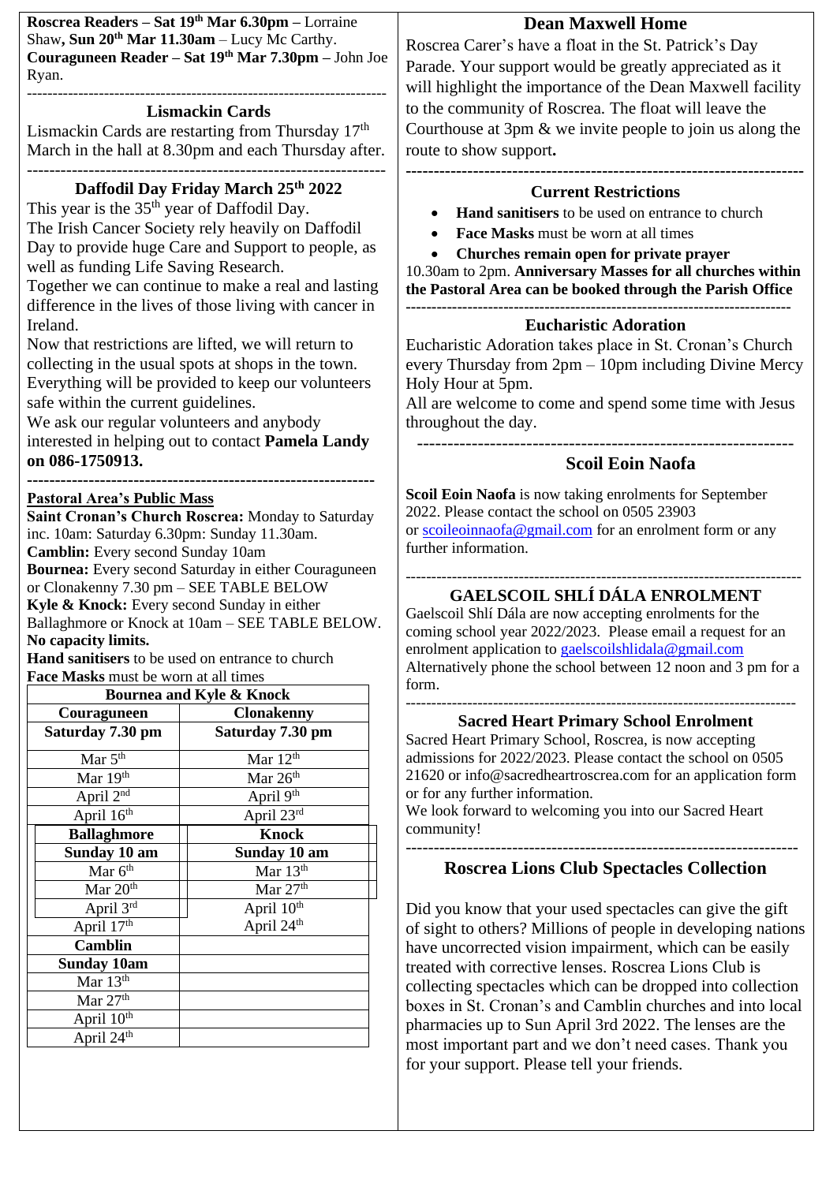**Roscrea Readers – Sat 19th Mar 6.30pm** – Lorraine Shaw**, Sun 20th Mar 11.30am** – Lucy Mc Carthy.
**Couraguneen Reader – Sat 19th Mar 7.30pm –** John Joe Ryan.

---

## Lismackin Cards

Lismackin Cards are restarting from Thursday 17th March in the hall at 8.30pm and each Thursday after.

---

## Daffodil Day Friday March 25th 2022

This year is the 35th year of Daffodil Day.
The Irish Cancer Society rely heavily on Daffodil Day to provide huge Care and Support to people, as well as funding Life Saving Research.
Together we can continue to make a real and lasting difference in the lives of those living with cancer in Ireland.
Now that restrictions are lifted, we will return to collecting in the usual spots at shops in the town. Everything will be provided to keep our volunteers safe within the current guidelines.
We ask our regular volunteers and anybody interested in helping out to contact **Pamela Landy on 086-1750913.**

---

## Pastoral Area's Public Mass

**Saint Cronan's Church Roscrea:** Monday to Saturday inc. 10am: Saturday 6.30pm: Sunday 11.30am.
**Camblin:** Every second Sunday 10am
**Bournea:** Every second Saturday in either Couraguneen or Clonakenny 7.30 pm – SEE TABLE BELOW
**Kyle & Knock:** Every second Sunday in either Ballaghmore or Knock at 10am – SEE TABLE BELOW.
**No capacity limits.**
**Hand sanitisers** to be used on entrance to church
**Face Masks** must be worn at all times

| Bournea and Kyle & Knock | |
|---|---|
| **Couraguneen** | **Clonakenny** |
| **Saturday 7.30 pm** | **Saturday 7.30 pm** |
| Mar 5th | Mar 12th |
| Mar 19th | Mar 26th |
| April 2nd | April 9th |
| April 16th | April 23rd |
| **Ballaghmore** | **Knock** |
| **Sunday 10 am** | **Sunday 10 am** |
| Mar 6th | Mar 13th |
| Mar 20th | Mar 27th |
| April 3rd | April 10th |
| April 17th | April 24th |
| **Camblin** | |
| **Sunday 10am** | |
| Mar 13th | |
| Mar 27th | |
| April 10th | |
| April 24th | |

## Dean Maxwell Home

Roscrea Carer's have a float in the St. Patrick's Day Parade. Your support would be greatly appreciated as it will highlight the importance of the Dean Maxwell facility to the community of Roscrea. The float will leave the Courthouse at 3pm & we invite people to join us along the route to show support**.**

---

## Current Restrictions

- **Hand sanitisers** to be used on entrance to church
- **Face Masks** must be worn at all times
- **Churches remain open for private prayer**

10.30am to 2pm. **Anniversary Masses for all churches within the Pastoral Area can be booked through the Parish Office**

---

## Eucharistic Adoration

Eucharistic Adoration takes place in St. Cronan's Church every Thursday from 2pm – 10pm including Divine Mercy Holy Hour at 5pm.
All are welcome to come and spend some time with Jesus throughout the day.

---

## Scoil Eoin Naofa

**Scoil Eoin Naofa** is now taking enrolments for September 2022. Please contact the school on 0505 23903 or scoileoinnaofa@gmail.com for an enrolment form or any further information.

---

## GAELSCOIL SHLÍ DÁLA ENROLMENT

Gaelscoil Shlí Dála are now accepting enrolments for the coming school year 2022/2023. Please email a request for an enrolment application to gaelscoilshlidala@gmail.com
Alternatively phone the school between 12 noon and 3 pm for a form.

---

## Sacred Heart Primary School Enrolment

Sacred Heart Primary School, Roscrea, is now accepting admissions for 2022/2023. Please contact the school on 0505 21620 or info@sacredheartroscrea.com for an application form or for any further information.
We look forward to welcoming you into our Sacred Heart community!

---

## Roscrea Lions Club Spectacles Collection

Did you know that your used spectacles can give the gift of sight to others? Millions of people in developing nations have uncorrected vision impairment, which can be easily treated with corrective lenses. Roscrea Lions Club is collecting spectacles which can be dropped into collection boxes in St. Cronan's and Camblin churches and into local pharmacies up to Sun April 3rd 2022. The lenses are the most important part and we don't need cases. Thank you for your support. Please tell your friends.